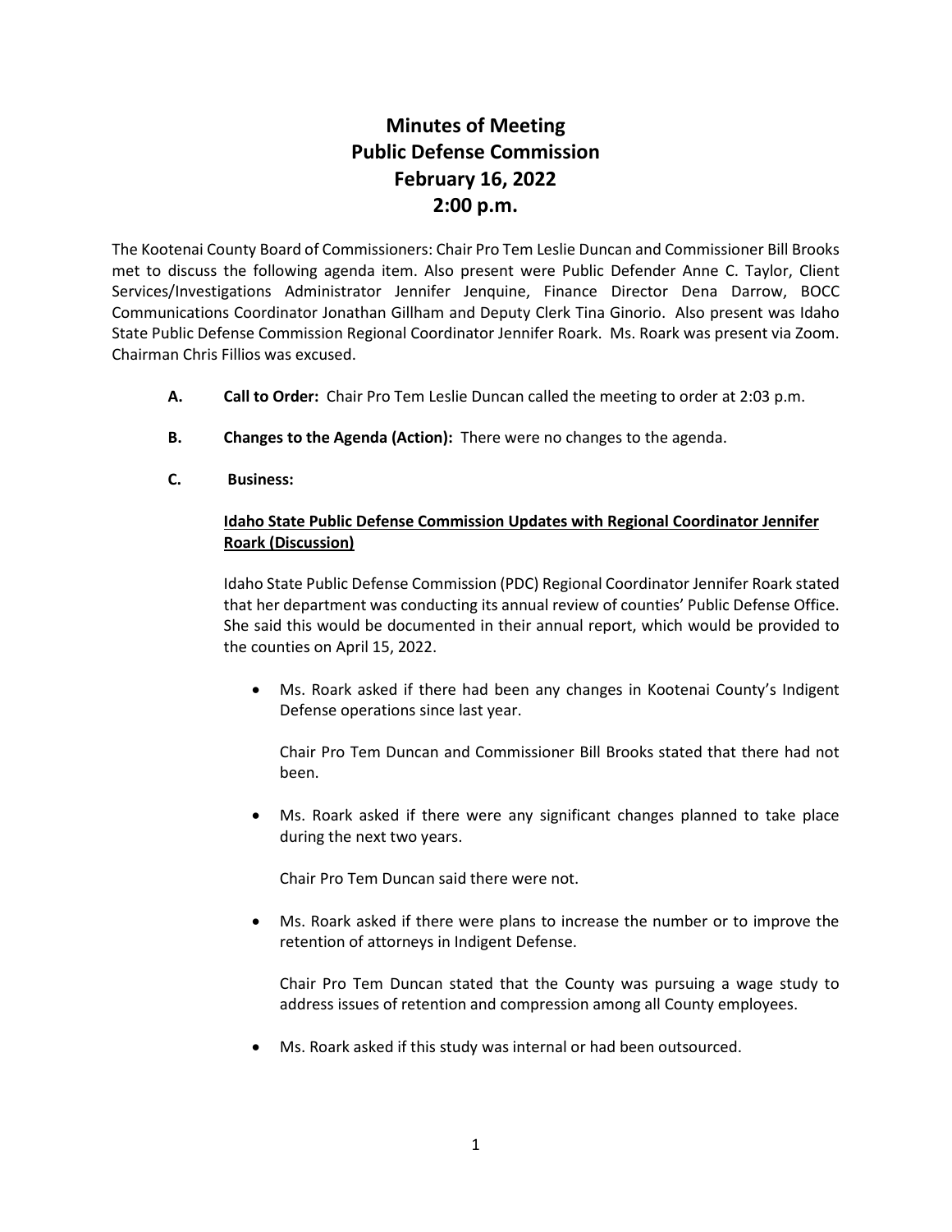# Minutes of Meeting
# Public Defense Commission
# February 16, 2022
# 2:00 p.m.

The Kootenai County Board of Commissioners: Chair Pro Tem Leslie Duncan and Commissioner Bill Brooks met to discuss the following agenda item. Also present were Public Defender Anne C. Taylor, Client Services/Investigations Administrator Jennifer Jenquine, Finance Director Dena Darrow, BOCC Communications Coordinator Jonathan Gillham and Deputy Clerk Tina Ginorio. Also present was Idaho State Public Defense Commission Regional Coordinator Jennifer Roark. Ms. Roark was present via Zoom. Chairman Chris Fillios was excused.

**A. Call to Order:** Chair Pro Tem Leslie Duncan called the meeting to order at 2:03 p.m.

**B. Changes to the Agenda (Action):** There were no changes to the agenda.

**C. Business:**

**Idaho State Public Defense Commission Updates with Regional Coordinator Jennifer Roark (Discussion)**

Idaho State Public Defense Commission (PDC) Regional Coordinator Jennifer Roark stated that her department was conducting its annual review of counties' Public Defense Office. She said this would be documented in their annual report, which would be provided to the counties on April 15, 2022.

- Ms. Roark asked if there had been any changes in Kootenai County's Indigent Defense operations since last year.

  Chair Pro Tem Duncan and Commissioner Bill Brooks stated that there had not been.

- Ms. Roark asked if there were any significant changes planned to take place during the next two years.

  Chair Pro Tem Duncan said there were not.

- Ms. Roark asked if there were plans to increase the number or to improve the retention of attorneys in Indigent Defense.

  Chair Pro Tem Duncan stated that the County was pursuing a wage study to address issues of retention and compression among all County employees.

- Ms. Roark asked if this study was internal or had been outsourced.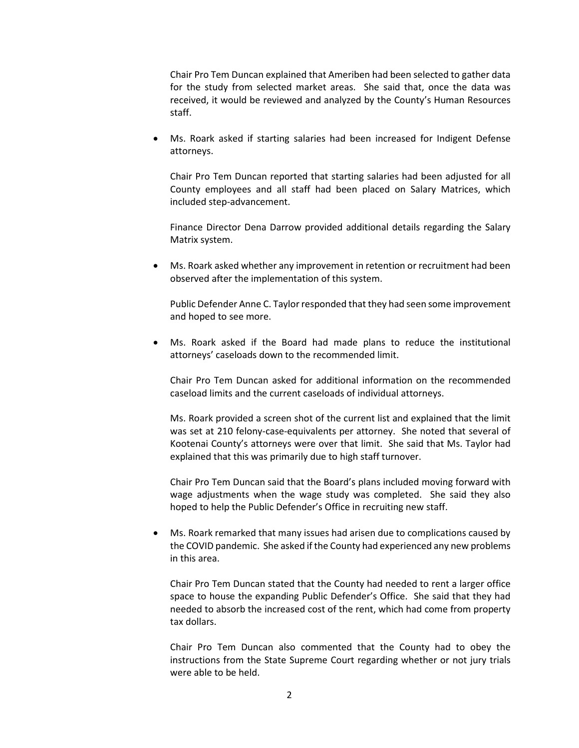Chair Pro Tem Duncan explained that Ameriben had been selected to gather data for the study from selected market areas. She said that, once the data was received, it would be reviewed and analyzed by the County's Human Resources staff.

- Ms. Roark asked if starting salaries had been increased for Indigent Defense attorneys.

  Chair Pro Tem Duncan reported that starting salaries had been adjusted for all County employees and all staff had been placed on Salary Matrices, which included step-advancement.

  Finance Director Dena Darrow provided additional details regarding the Salary Matrix system.

- Ms. Roark asked whether any improvement in retention or recruitment had been observed after the implementation of this system.

  Public Defender Anne C. Taylor responded that they had seen some improvement and hoped to see more.

- Ms. Roark asked if the Board had made plans to reduce the institutional attorneys' caseloads down to the recommended limit.

  Chair Pro Tem Duncan asked for additional information on the recommended caseload limits and the current caseloads of individual attorneys.

  Ms. Roark provided a screen shot of the current list and explained that the limit was set at 210 felony-case-equivalents per attorney. She noted that several of Kootenai County's attorneys were over that limit. She said that Ms. Taylor had explained that this was primarily due to high staff turnover.

  Chair Pro Tem Duncan said that the Board's plans included moving forward with wage adjustments when the wage study was completed. She said they also hoped to help the Public Defender's Office in recruiting new staff.

- Ms. Roark remarked that many issues had arisen due to complications caused by the COVID pandemic. She asked if the County had experienced any new problems in this area.

  Chair Pro Tem Duncan stated that the County had needed to rent a larger office space to house the expanding Public Defender's Office. She said that they had needed to absorb the increased cost of the rent, which had come from property tax dollars.

  Chair Pro Tem Duncan also commented that the County had to obey the instructions from the State Supreme Court regarding whether or not jury trials were able to be held.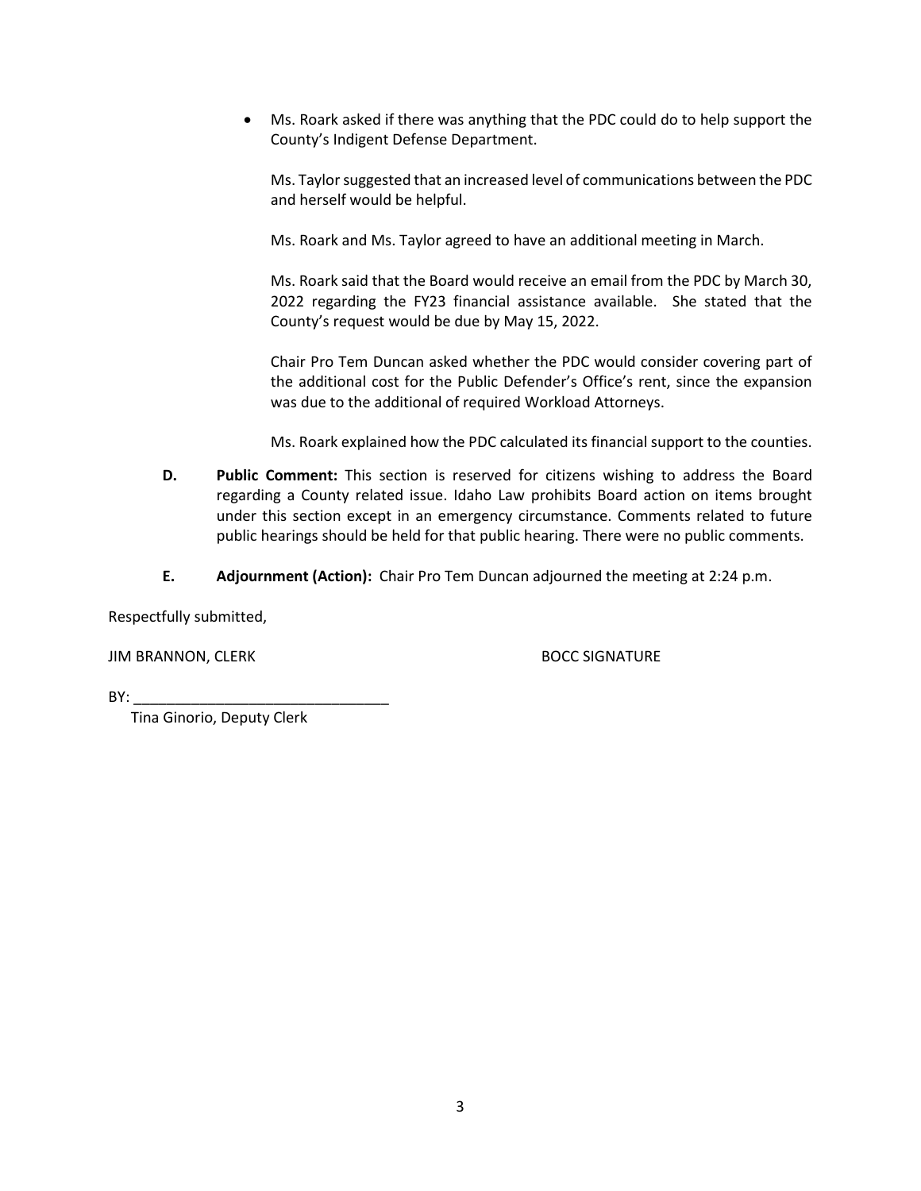- Ms. Roark asked if there was anything that the PDC could do to help support the County's Indigent Defense Department.

  Ms. Taylor suggested that an increased level of communications between the PDC and herself would be helpful.

  Ms. Roark and Ms. Taylor agreed to have an additional meeting in March.

  Ms. Roark said that the Board would receive an email from the PDC by March 30, 2022 regarding the FY23 financial assistance available. She stated that the County's request would be due by May 15, 2022.

  Chair Pro Tem Duncan asked whether the PDC would consider covering part of the additional cost for the Public Defender's Office's rent, since the expansion was due to the additional of required Workload Attorneys.

  Ms. Roark explained how the PDC calculated its financial support to the counties.

**D. Public Comment:** This section is reserved for citizens wishing to address the Board regarding a County related issue. Idaho Law prohibits Board action on items brought under this section except in an emergency circumstance. Comments related to future public hearings should be held for that public hearing. There were no public comments.

**E. Adjournment (Action):** Chair Pro Tem Duncan adjourned the meeting at 2:24 p.m.

Respectfully submitted,

JIM BRANNON, CLERK

BOCC SIGNATURE

BY: _______________________________

Tina Ginorio, Deputy Clerk